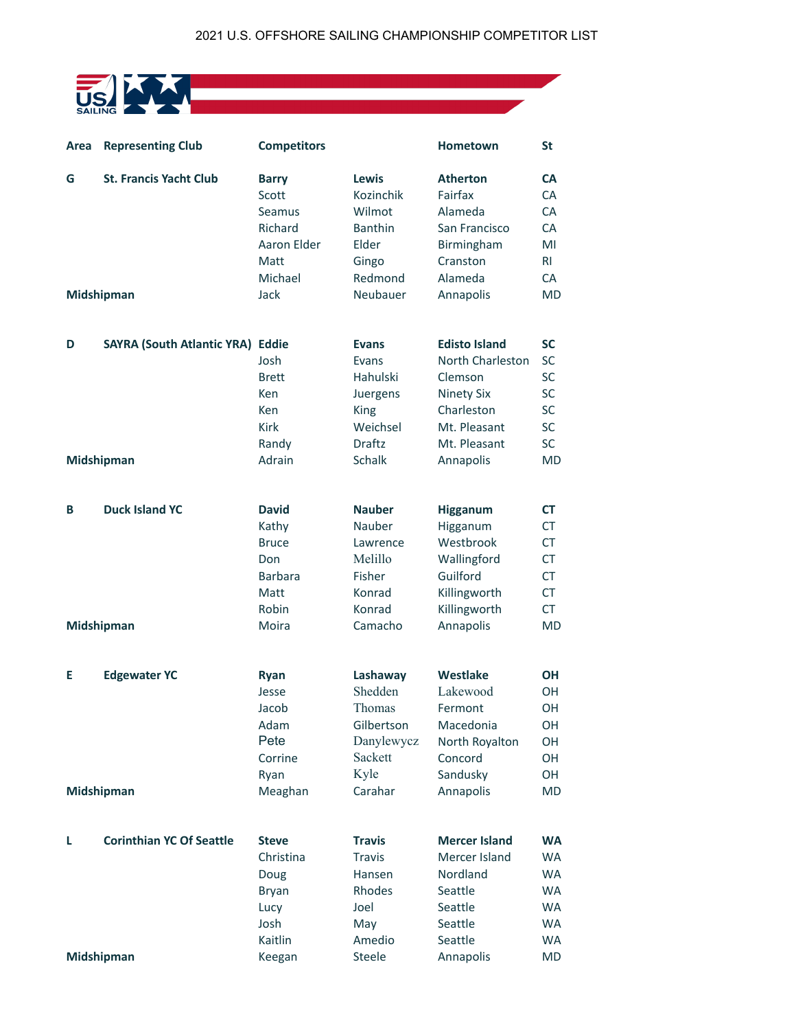# 2021 U.S. OFFSHORE SAILING CHAMPIONSHIP COMPETITOR LIST

| Area | Representing Club | Competitors | | Hometown | St |
|---|---|---|---|---|---|
| **G** | **St. Francis Yacht Club** | **Barry** | **Lewis** | **Atherton** | **CA** |
| | | Scott | Kozinchik | Fairfax | CA |
| | | Seamus | Wilmot | Alameda | CA |
| | | Richard | Banthin | San Francisco | CA |
| | | Aaron Elder | Elder | Birmingham | MI |
| | | Matt | Gingo | Cranston | RI |
| | | Michael | Redmond | Alameda | CA |
| **Midshipman** | | Jack | Neubauer | Annapolis | MD |
| **D** | **SAYRA (South Atlantic YRA)** | **Eddie** | **Evans** | **Edisto Island** | **SC** |
| | | Josh | Evans | North Charleston | SC |
| | | Brett | Hahulski | Clemson | SC |
| | | Ken | Juergens | Ninety Six | SC |
| | | Ken | King | Charleston | SC |
| | | Kirk | Weichsel | Mt. Pleasant | SC |
| | | Randy | Draftz | Mt. Pleasant | SC |
| **Midshipman** | | Adrain | Schalk | Annapolis | MD |
| **B** | **Duck Island YC** | **David** | **Nauber** | **Higganum** | **CT** |
| | | Kathy | Nauber | Higganum | CT |
| | | Bruce | Lawrence | Westbrook | CT |
| | | Don | Melillo | Wallingford | CT |
| | | Barbara | Fisher | Guilford | CT |
| | | Matt | Konrad | Killingworth | CT |
| | | Robin | Konrad | Killingworth | CT |
| **Midshipman** | | Moira | Camacho | Annapolis | MD |
| **E** | **Edgewater YC** | **Ryan** | **Lashaway** | **Westlake** | **OH** |
| | | Jesse | Shedden | Lakewood | OH |
| | | Jacob | Thomas | Fermont | OH |
| | | Adam | Gilbertson | Macedonia | OH |
| | | Pete | Danylewycz | North Royalton | OH |
| | | Corrine | Sackett | Concord | OH |
| | | Ryan | Kyle | Sandusky | OH |
| **Midshipman** | | Meaghan | Carahar | Annapolis | MD |
| **L** | **Corinthian YC Of Seattle** | **Steve** | **Travis** | **Mercer Island** | **WA** |
| | | Christina | Travis | Mercer Island | WA |
| | | Doug | Hansen | Nordland | WA |
| | | Bryan | Rhodes | Seattle | WA |
| | | Lucy | Joel | Seattle | WA |
| | | Josh | May | Seattle | WA |
| | | Kaitlin | Amedio | Seattle | WA |
| **Midshipman** | | Keegan | Steele | Annapolis | MD |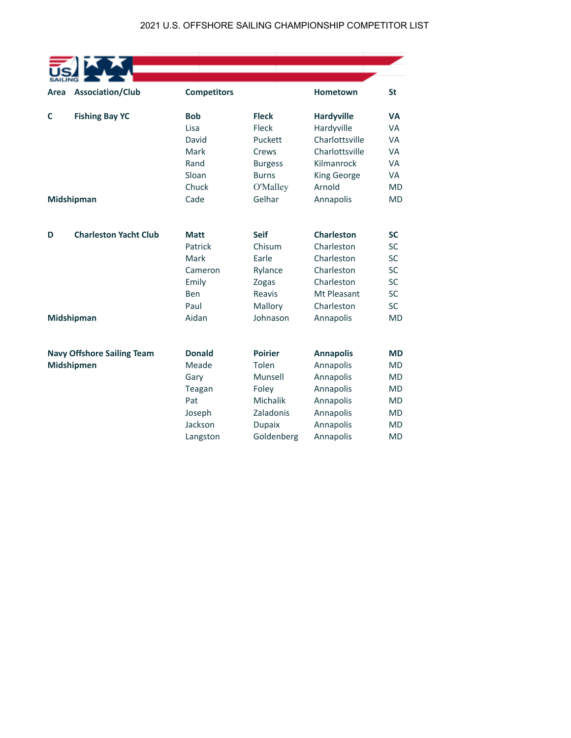2021 U.S. OFFSHORE SAILING CHAMPIONSHIP COMPETITOR LIST

| Area | Association/Club | Competitors | | Hometown | St |
|---|---|---|---|---|---|
| **C** | **Fishing Bay YC** | **Bob** | **Fleck** | **Hardyville** | **VA** |
| | | Lisa | Fleck | Hardyville | VA |
| | | David | Puckett | Charlottsville | VA |
| | | Mark | Crews | Charlottsville | VA |
| | | Rand | Burgess | Kilmanrock | VA |
| | | Sloan | Burns | King George | VA |
| | | Chuck | O'Malley | Arnold | MD |
| **Midshipman** | | Cade | Gelhar | Annapolis | MD |
| | | | | | |
| **D** | **Charleston Yacht Club** | **Matt** | **Seif** | **Charleston** | **SC** |
| | | Patrick | Chisum | Charleston | SC |
| | | Mark | Earle | Charleston | SC |
| | | Cameron | Rylance | Charleston | SC |
| | | Emily | Zogas | Charleston | SC |
| | | Ben | Reavis | Mt Pleasant | SC |
| | | Paul | Mallory | Charleston | SC |
| **Midshipman** | | Aidan | Johnason | Annapolis | MD |
| | | | | | |
| **Navy Offshore Sailing Team** | | **Donald** | **Poirier** | **Annapolis** | **MD** |
| **Midshipmen** | | Meade | Tolen | Annapolis | MD |
| | | Gary | Munsell | Annapolis | MD |
| | | Teagan | Foley | Annapolis | MD |
| | | Pat | Michalik | Annapolis | MD |
| | | Joseph | Zaladonis | Annapolis | MD |
| | | Jackson | Dupaix | Annapolis | MD |
| | | Langston | Goldenberg | Annapolis | MD |